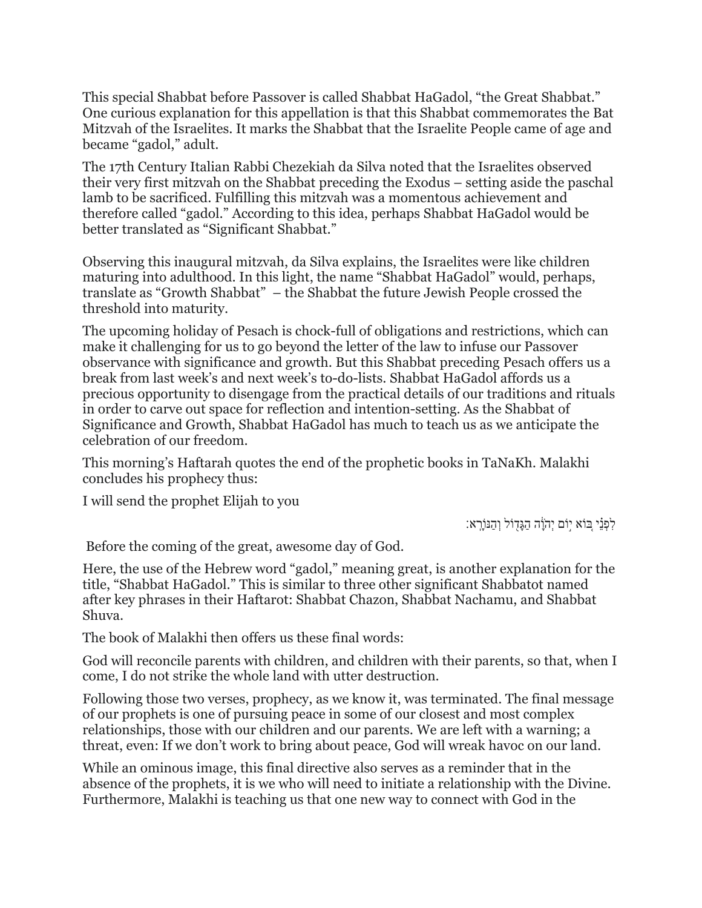This special Shabbat before Passover is called Shabbat HaGadol, "the Great Shabbat." One curious explanation for this appellation is that this Shabbat commemorates the Bat Mitzvah of the Israelites. It marks the Shabbat that the Israelite People came of age and became "gadol," adult.

The 17th Century Italian Rabbi Chezekiah da Silva noted that the Israelites observed their very first mitzvah on the Shabbat preceding the Exodus – setting aside the paschal lamb to be sacrificed. Fulfilling this mitzvah was a momentous achievement and therefore called "gadol." According to this idea, perhaps Shabbat HaGadol would be better translated as "Significant Shabbat."

Observing this inaugural mitzvah, da Silva explains, the Israelites were like children maturing into adulthood. In this light, the name "Shabbat HaGadol" would, perhaps, translate as "Growth Shabbat" – the Shabbat the future Jewish People crossed the threshold into maturity.

The upcoming holiday of Pesach is chock-full of obligations and restrictions, which can make it challenging for us to go beyond the letter of the law to infuse our Passover observance with significance and growth. But this Shabbat preceding Pesach offers us a break from last week's and next week's to-do-lists. Shabbat HaGadol affords us a precious opportunity to disengage from the practical details of our traditions and rituals in order to carve out space for reflection and intention-setting. As the Shabbat of Significance and Growth, Shabbat HaGadol has much to teach us as we anticipate the celebration of our freedom.

This morning's Haftarah quotes the end of the prophetic books in TaNaKh. Malakhi concludes his prophecy thus:

I will send the prophet Elijah to you

לִפְנֵי בּוֹא יוֹם יְהוָה הַגָּדוֹל וְהַנּוֹרָא׃

Before the coming of the great, awesome day of God.

Here, the use of the Hebrew word "gadol," meaning great, is another explanation for the title, "Shabbat HaGadol." This is similar to three other significant Shabbatot named after key phrases in their Haftarot: Shabbat Chazon, Shabbat Nachamu, and Shabbat Shuva.

The book of Malakhi then offers us these final words:

God will reconcile parents with children, and children with their parents, so that, when I come, I do not strike the whole land with utter destruction.

Following those two verses, prophecy, as we know it, was terminated. The final message of our prophets is one of pursuing peace in some of our closest and most complex relationships, those with our children and our parents. We are left with a warning; a threat, even: If we don't work to bring about peace, God will wreak havoc on our land.

While an ominous image, this final directive also serves as a reminder that in the absence of the prophets, it is we who will need to initiate a relationship with the Divine. Furthermore, Malakhi is teaching us that one new way to connect with God in the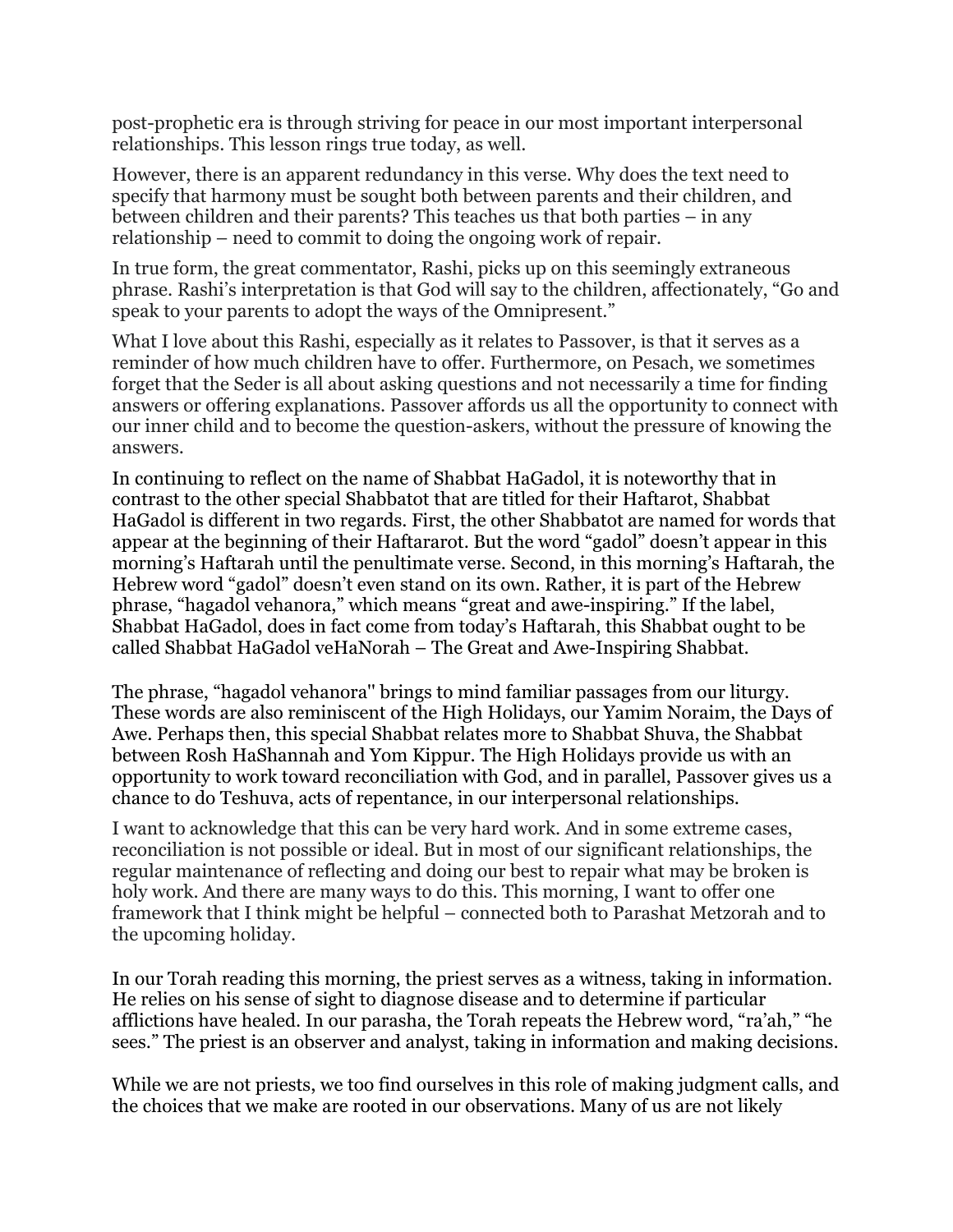post-prophetic era is through striving for peace in our most important interpersonal relationships. This lesson rings true today, as well.

However, there is an apparent redundancy in this verse. Why does the text need to specify that harmony must be sought both between parents and their children, and between children and their parents? This teaches us that both parties – in any relationship – need to commit to doing the ongoing work of repair.

In true form, the great commentator, Rashi, picks up on this seemingly extraneous phrase. Rashi's interpretation is that God will say to the children, affectionately, "Go and speak to your parents to adopt the ways of the Omnipresent."

What I love about this Rashi, especially as it relates to Passover, is that it serves as a reminder of how much children have to offer. Furthermore, on Pesach, we sometimes forget that the Seder is all about asking questions and not necessarily a time for finding answers or offering explanations. Passover affords us all the opportunity to connect with our inner child and to become the question-askers, without the pressure of knowing the answers.

In continuing to reflect on the name of Shabbat HaGadol, it is noteworthy that in contrast to the other special Shabbatot that are titled for their Haftarot, Shabbat HaGadol is different in two regards. First, the other Shabbatot are named for words that appear at the beginning of their Haftararot. But the word "gadol" doesn't appear in this morning's Haftarah until the penultimate verse. Second, in this morning's Haftarah, the Hebrew word "gadol" doesn't even stand on its own. Rather, it is part of the Hebrew phrase, "hagadol vehanora," which means "great and awe-inspiring." If the label, Shabbat HaGadol, does in fact come from today's Haftarah, this Shabbat ought to be called Shabbat HaGadol veHaNorah – The Great and Awe-Inspiring Shabbat.

The phrase, "hagadol vehanora'' brings to mind familiar passages from our liturgy. These words are also reminiscent of the High Holidays, our Yamim Noraim, the Days of Awe. Perhaps then, this special Shabbat relates more to Shabbat Shuva, the Shabbat between Rosh HaShannah and Yom Kippur. The High Holidays provide us with an opportunity to work toward reconciliation with God, and in parallel, Passover gives us a chance to do Teshuva, acts of repentance, in our interpersonal relationships.

I want to acknowledge that this can be very hard work. And in some extreme cases, reconciliation is not possible or ideal. But in most of our significant relationships, the regular maintenance of reflecting and doing our best to repair what may be broken is holy work. And there are many ways to do this. This morning, I want to offer one framework that I think might be helpful – connected both to Parashat Metzorah and to the upcoming holiday.

In our Torah reading this morning, the priest serves as a witness, taking in information. He relies on his sense of sight to diagnose disease and to determine if particular afflictions have healed. In our parasha, the Torah repeats the Hebrew word, "ra'ah," "he sees." The priest is an observer and analyst, taking in information and making decisions.

While we are not priests, we too find ourselves in this role of making judgment calls, and the choices that we make are rooted in our observations. Many of us are not likely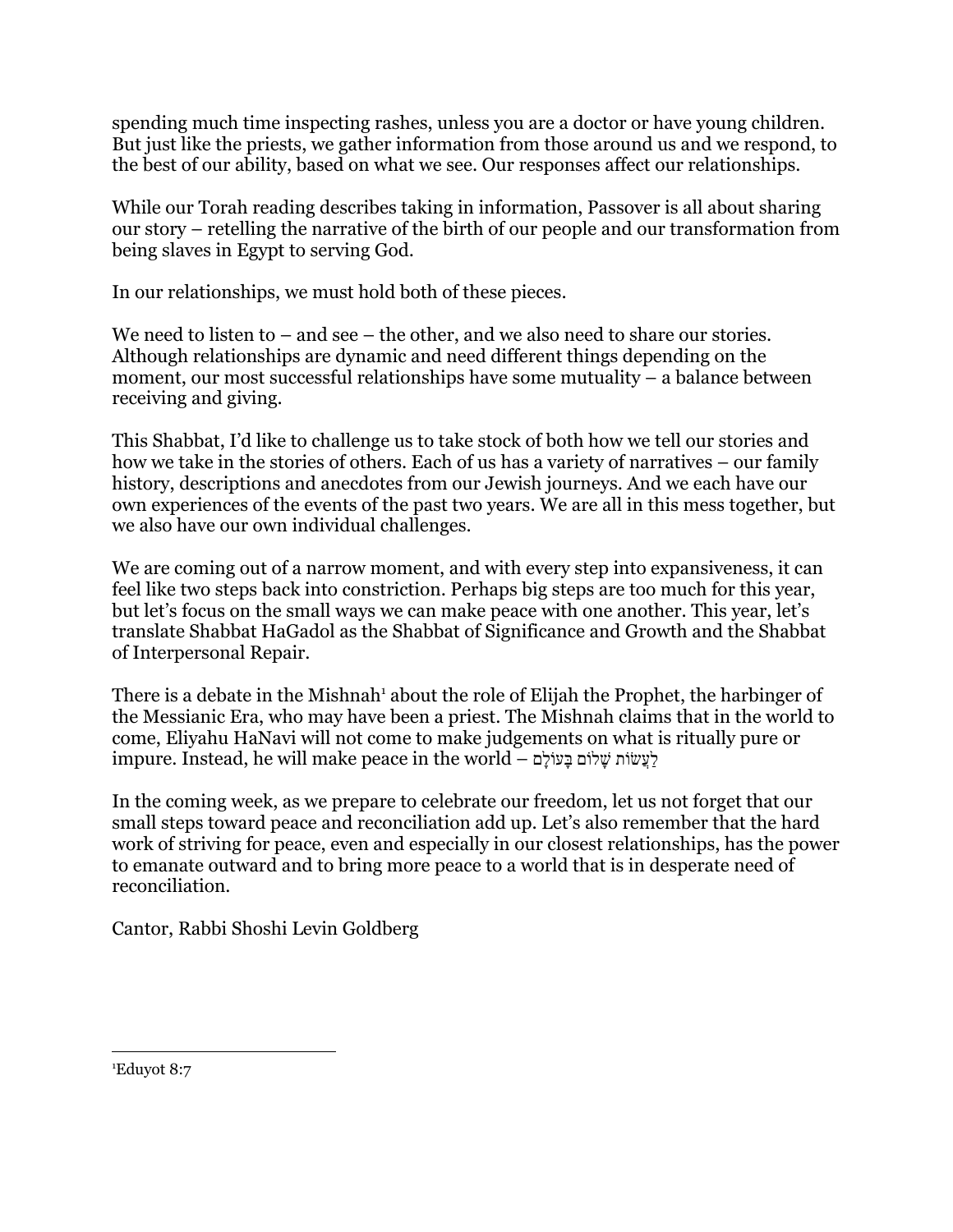spending much time inspecting rashes, unless you are a doctor or have young children. But just like the priests, we gather information from those around us and we respond, to the best of our ability, based on what we see. Our responses affect our relationships.

While our Torah reading describes taking in information, Passover is all about sharing our story – retelling the narrative of the birth of our people and our transformation from being slaves in Egypt to serving God.

In our relationships, we must hold both of these pieces.

We need to listen to – and see – the other, and we also need to share our stories. Although relationships are dynamic and need different things depending on the moment, our most successful relationships have some mutuality – a balance between receiving and giving.

This Shabbat, I'd like to challenge us to take stock of both how we tell our stories and how we take in the stories of others. Each of us has a variety of narratives – our family history, descriptions and anecdotes from our Jewish journeys. And we each have our own experiences of the events of the past two years. We are all in this mess together, but we also have our own individual challenges.

We are coming out of a narrow moment, and with every step into expansiveness, it can feel like two steps back into constriction. Perhaps big steps are too much for this year, but let's focus on the small ways we can make peace with one another. This year, let's translate Shabbat HaGadol as the Shabbat of Significance and Growth and the Shabbat of Interpersonal Repair.

There is a debate in the Mishnah[1] about the role of Elijah the Prophet, the harbinger of the Messianic Era, who may have been a priest. The Mishnah claims that in the world to come, Eliyahu HaNavi will not come to make judgements on what is ritually pure or impure. Instead, he will make peace in the world – לַעֲשׂוֹת שָׁלוֹם בָּעוֹלָם

In the coming week, as we prepare to celebrate our freedom, let us not forget that our small steps toward peace and reconciliation add up. Let's also remember that the hard work of striving for peace, even and especially in our closest relationships, has the power to emanate outward and to bring more peace to a world that is in desperate need of reconciliation.

Cantor, Rabbi Shoshi Levin Goldberg

---

[1]Eduyot 8:7